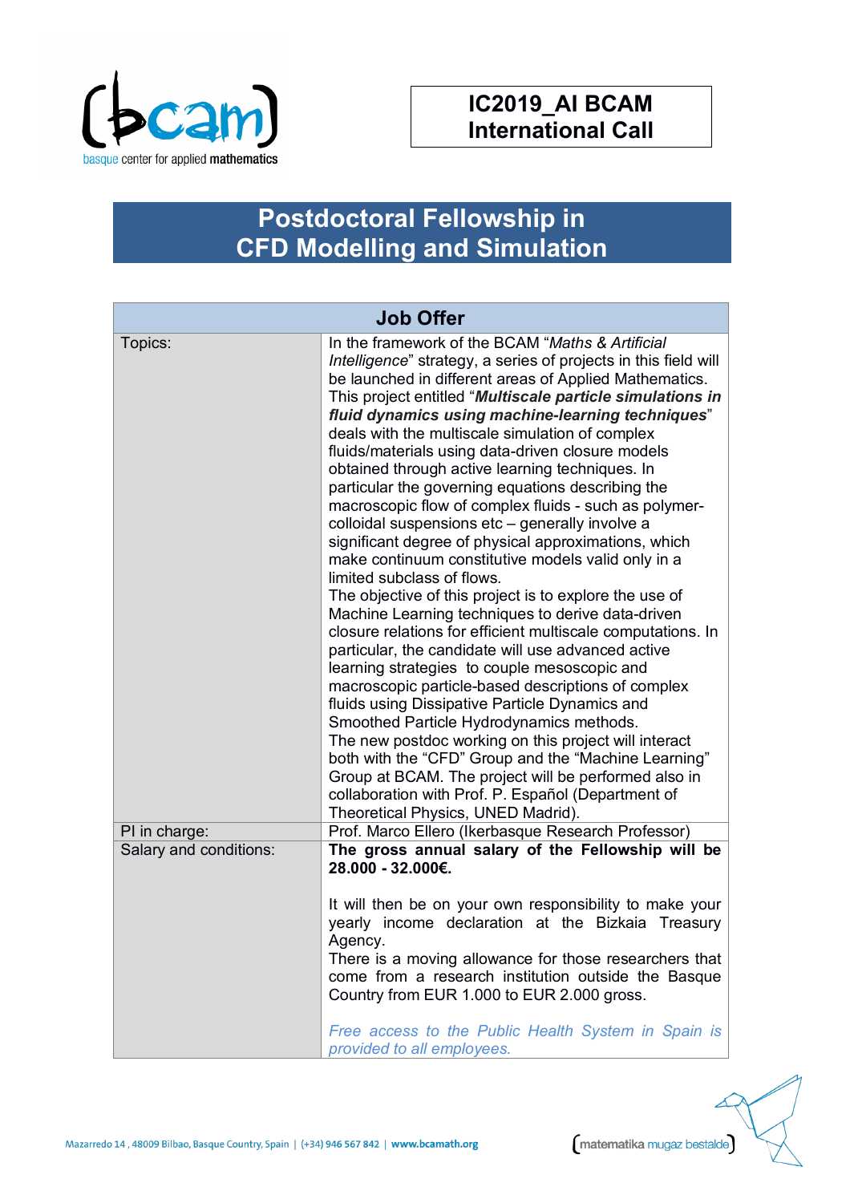**IC2019_AI BCAM International Call**

# Postdoctoral Fellowship in CFD Modelling and Simulation

| Job Offer | |
|---|---|
| Topics: | In the framework of the BCAM "*Maths & Artificial Intelligence*" strategy, a series of projects in this field will be launched in different areas of Applied Mathematics. This project entitled "***Multiscale particle simulations in fluid dynamics using machine-learning techniques***" deals with the multiscale simulation of complex fluids/materials using data-driven closure models obtained through active learning techniques. In particular the governing equations describing the macroscopic flow of complex fluids - such as polymer-colloidal suspensions etc – generally involve a significant degree of physical approximations, which make continuum constitutive models valid only in a limited subclass of flows.<br>The objective of this project is to explore the use of Machine Learning techniques to derive data-driven closure relations for efficient multiscale computations. In particular, the candidate will use advanced active learning strategies to couple mesoscopic and macroscopic particle-based descriptions of complex fluids using Dissipative Particle Dynamics and Smoothed Particle Hydrodynamics methods.<br>The new postdoc working on this project will interact both with the "CFD" Group and the "Machine Learning" Group at BCAM. The project will be performed also in collaboration with Prof. P. Español (Department of Theoretical Physics, UNED Madrid). |
| PI in charge: | Prof. Marco Ellero (Ikerbasque Research Professor) |
| Salary and conditions: | **The gross annual salary of the Fellowship will be 28.000 - 32.000€.**<br><br>It will then be on your own responsibility to make your yearly income declaration at the Bizkaia Treasury Agency.<br>There is a moving allowance for those researchers that come from a research institution outside the Basque Country from EUR 1.000 to EUR 2.000 gross.<br><br>*Free access to the Public Health System in Spain is provided to all employees.* |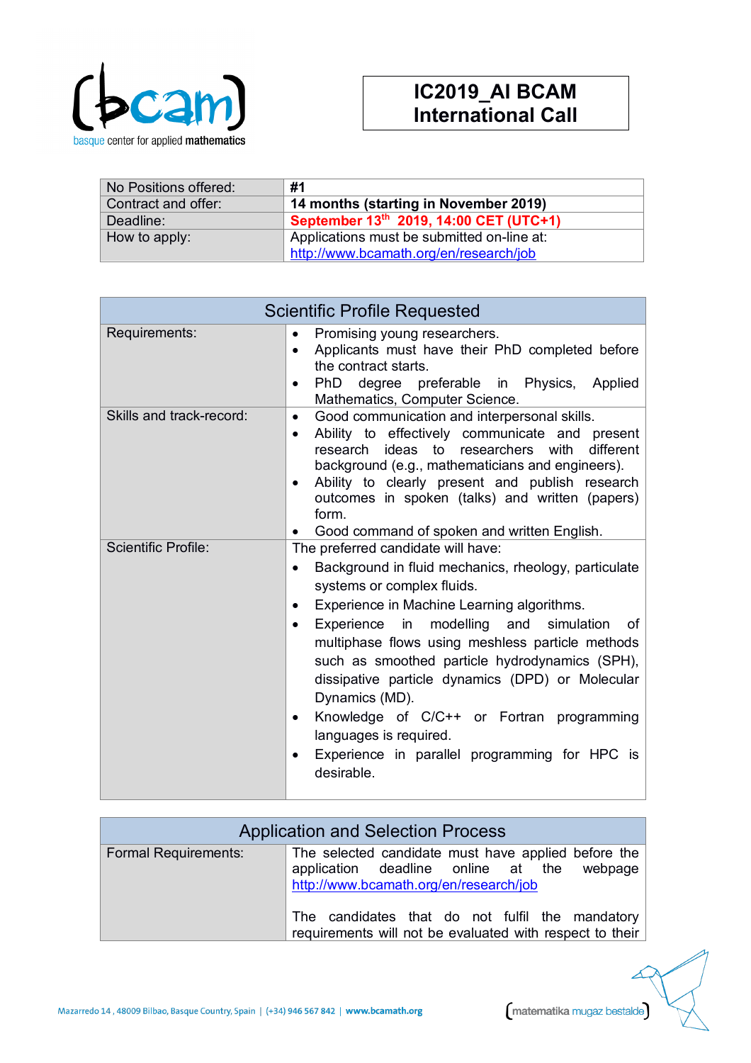# IC2019_AI BCAM International Call

| | |
|---|---|
| No Positions offered: | **#1** |
| Contract and offer: | **14 months (starting in November 2019)** |
| Deadline: | **September 13th 2019, 14:00 CET (UTC+1)** |
| How to apply: | Applications must be submitted on-line at: http://www.bcamath.org/en/research/job |

| Scientific Profile Requested | |
|---|---|
| Requirements: | • Promising young researchers.<br>• Applicants must have their PhD completed before the contract starts.<br>• PhD degree preferable in Physics, Applied Mathematics, Computer Science. |
| Skills and track-record: | • Good communication and interpersonal skills.<br>• Ability to effectively communicate and present research ideas to researchers with different background (e.g., mathematicians and engineers).<br>• Ability to clearly present and publish research outcomes in spoken (talks) and written (papers) form.<br>• Good command of spoken and written English. |
| Scientific Profile: | The preferred candidate will have:<br>• Background in fluid mechanics, rheology, particulate systems or complex fluids.<br>• Experience in Machine Learning algorithms.<br>• Experience in modelling and simulation of multiphase flows using meshless particle methods such as smoothed particle hydrodynamics (SPH), dissipative particle dynamics (DPD) or Molecular Dynamics (MD).<br>• Knowledge of C/C++ or Fortran programming languages is required.<br>• Experience in parallel programming for HPC is desirable. |

| Application and Selection Process | |
|---|---|
| Formal Requirements: | The selected candidate must have applied before the application deadline online at the webpage http://www.bcamath.org/en/research/job<br><br>The candidates that do not fulfil the mandatory requirements will not be evaluated with respect to their |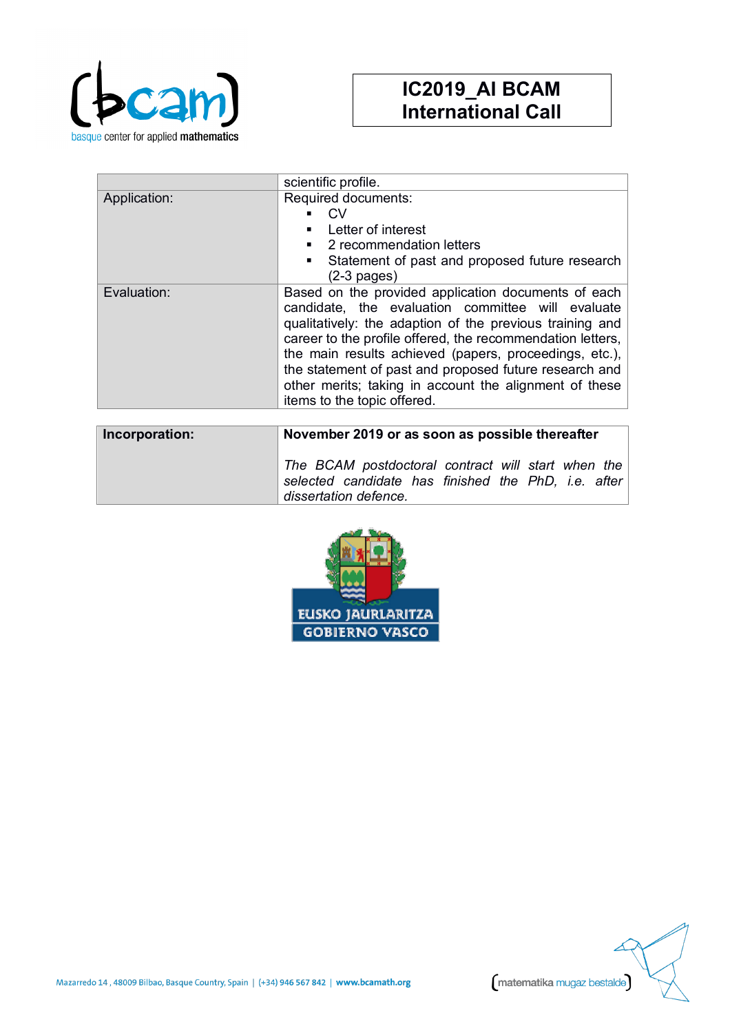| | |
|---|---|
| | scientific profile. |
| Application: | Required documents:<br>▪ CV<br>▪ Letter of interest<br>▪ 2 recommendation letters<br>▪ Statement of past and proposed future research (2-3 pages) |
| Evaluation: | Based on the provided application documents of each candidate, the evaluation committee will evaluate qualitatively: the adaption of the previous training and career to the profile offered, the recommendation letters, the main results achieved (papers, proceedings, etc.), the statement of past and proposed future research and other merits; taking in account the alignment of these items to the topic offered. |

| | |
|---|---|
| **Incorporation:** | **November 2019 or as soon as possible thereafter**<br><br>*The BCAM postdoctoral contract will start when the selected candidate has finished the PhD, i.e. after dissertation defence.* |

EUSKO JAURLARITZA
GOBIERNO VASCO